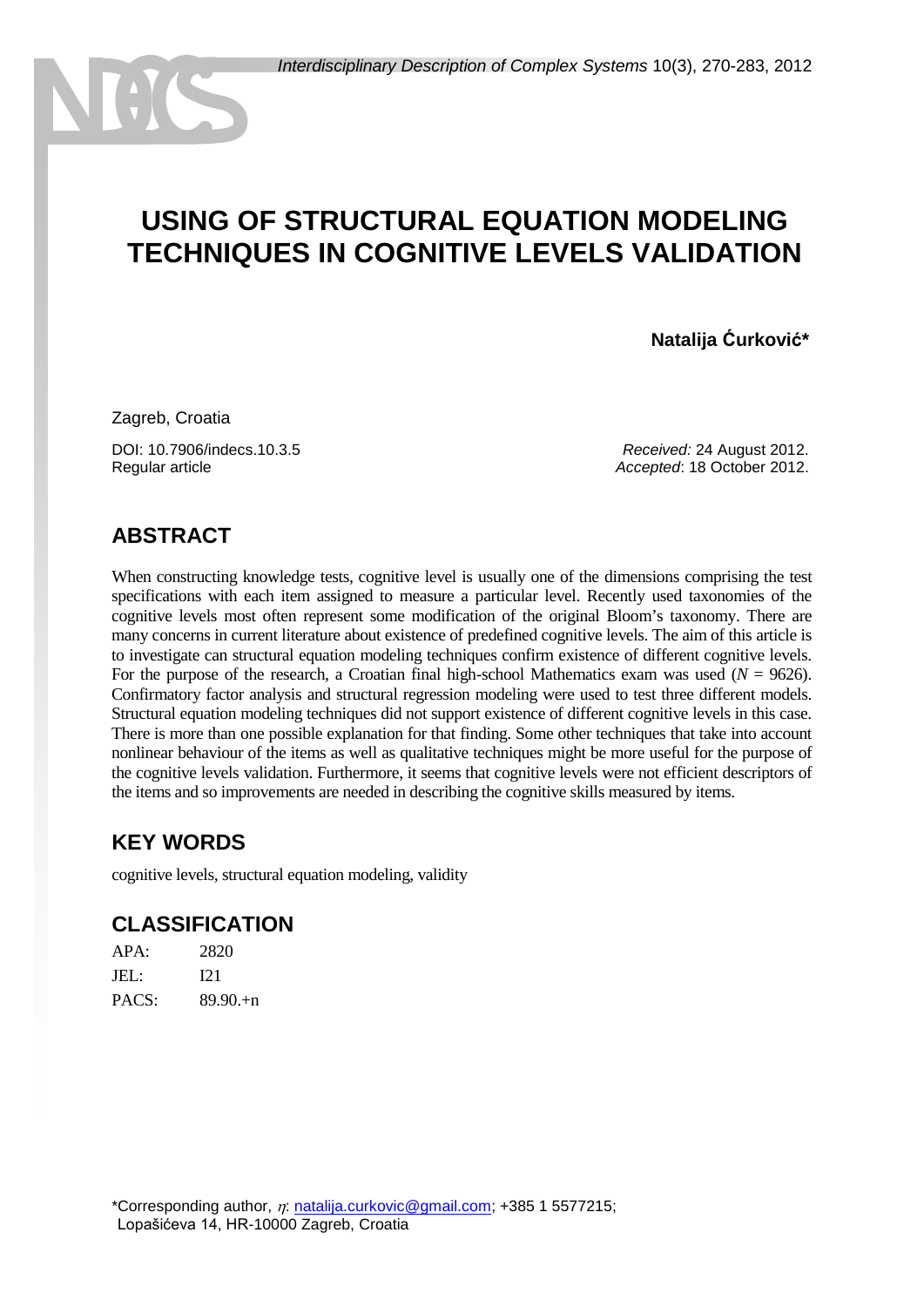# USING OF STRUCTURAL EQUATION MODELING TECHNIQUES IN COGNITIVE LEVELS VALIDATION

**Natalija Ćurković***

Zagreb, Croatia

DOI: 10.7906/indecs.10.3.5
Regular article

*Received:* 24 August 2012.
*Accepted*: 18 October 2012.

## ABSTRACT

When constructing knowledge tests, cognitive level is usually one of the dimensions comprising the test specifications with each item assigned to measure a particular level. Recently used taxonomies of the cognitive levels most often represent some modification of the original Bloom's taxonomy. There are many concerns in current literature about existence of predefined cognitive levels. The aim of this article is to investigate can structural equation modeling techniques confirm existence of different cognitive levels. For the purpose of the research, a Croatian final high-school Mathematics exam was used ($N = 9626$). Confirmatory factor analysis and structural regression modeling were used to test three different models. Structural equation modeling techniques did not support existence of different cognitive levels in this case. There is more than one possible explanation for that finding. Some other techniques that take into account nonlinear behaviour of the items as well as qualitative techniques might be more useful for the purpose of the cognitive levels validation. Furthermore, it seems that cognitive levels were not efficient descriptors of the items and so improvements are needed in describing the cognitive skills measured by items.

## KEY WORDS

cognitive levels, structural equation modeling, validity

## CLASSIFICATION

| | |
|---|---|
| APA: | 2820 |
| JEL: | I21 |
| PACS: | 89.90.+n |

*Corresponding author, $\eta$: natalija.curkovic@gmail.com; +385 1 5577215;
Lopašićeva 14, HR-10000 Zagreb, Croatia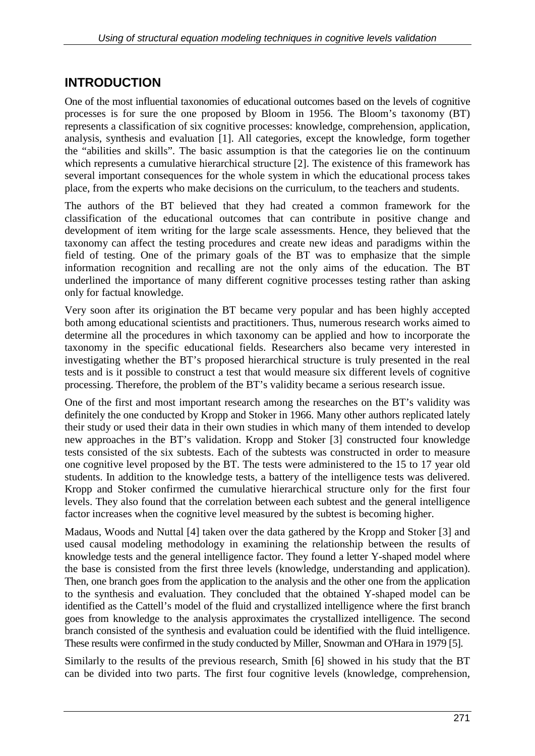## INTRODUCTION

One of the most influential taxonomies of educational outcomes based on the levels of cognitive processes is for sure the one proposed by Bloom in 1956. The Bloom's taxonomy (BT) represents a classification of six cognitive processes: knowledge, comprehension, application, analysis, synthesis and evaluation [1]. All categories, except the knowledge, form together the "abilities and skills". The basic assumption is that the categories lie on the continuum which represents a cumulative hierarchical structure [2]. The existence of this framework has several important consequences for the whole system in which the educational process takes place, from the experts who make decisions on the curriculum, to the teachers and students.

The authors of the BT believed that they had created a common framework for the classification of the educational outcomes that can contribute in positive change and development of item writing for the large scale assessments. Hence, they believed that the taxonomy can affect the testing procedures and create new ideas and paradigms within the field of testing. One of the primary goals of the BT was to emphasize that the simple information recognition and recalling are not the only aims of the education. The BT underlined the importance of many different cognitive processes testing rather than asking only for factual knowledge.

Very soon after its origination the BT became very popular and has been highly accepted both among educational scientists and practitioners. Thus, numerous research works aimed to determine all the procedures in which taxonomy can be applied and how to incorporate the taxonomy in the specific educational fields. Researchers also became very interested in investigating whether the BT's proposed hierarchical structure is truly presented in the real tests and is it possible to construct a test that would measure six different levels of cognitive processing. Therefore, the problem of the BT's validity became a serious research issue.

One of the first and most important research among the researches on the BT's validity was definitely the one conducted by Kropp and Stoker in 1966. Many other authors replicated lately their study or used their data in their own studies in which many of them intended to develop new approaches in the BT's validation. Kropp and Stoker [3] constructed four knowledge tests consisted of the six subtests. Each of the subtests was constructed in order to measure one cognitive level proposed by the BT. The tests were administered to the 15 to 17 year old students. In addition to the knowledge tests, a battery of the intelligence tests was delivered. Kropp and Stoker confirmed the cumulative hierarchical structure only for the first four levels. They also found that the correlation between each subtest and the general intelligence factor increases when the cognitive level measured by the subtest is becoming higher.

Madaus, Woods and Nuttal [4] taken over the data gathered by the Kropp and Stoker [3] and used causal modeling methodology in examining the relationship between the results of knowledge tests and the general intelligence factor. They found a letter Y-shaped model where the base is consisted from the first three levels (knowledge, understanding and application). Then, one branch goes from the application to the analysis and the other one from the application to the synthesis and evaluation. They concluded that the obtained Y-shaped model can be identified as the Cattell's model of the fluid and crystallized intelligence where the first branch goes from knowledge to the analysis approximates the crystallized intelligence. The second branch consisted of the synthesis and evaluation could be identified with the fluid intelligence. These results were confirmed in the study conducted by Miller, Snowman and O'Hara in 1979 [5].

Similarly to the results of the previous research, Smith [6] showed in his study that the BT can be divided into two parts. The first four cognitive levels (knowledge, comprehension,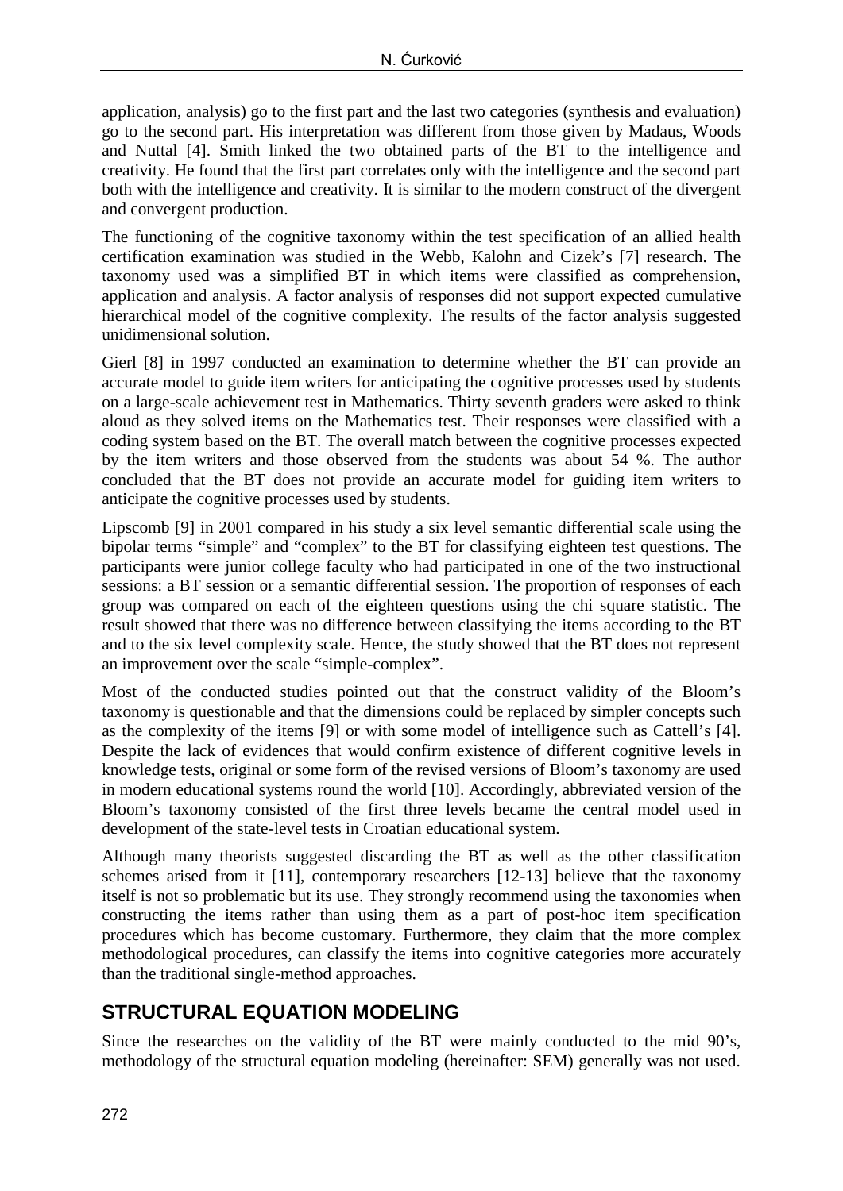application, analysis) go to the first part and the last two categories (synthesis and evaluation) go to the second part. His interpretation was different from those given by Madaus, Woods and Nuttal [4]. Smith linked the two obtained parts of the BT to the intelligence and creativity. He found that the first part correlates only with the intelligence and the second part both with the intelligence and creativity. It is similar to the modern construct of the divergent and convergent production.

The functioning of the cognitive taxonomy within the test specification of an allied health certification examination was studied in the Webb, Kalohn and Cizek's [7] research. The taxonomy used was a simplified BT in which items were classified as comprehension, application and analysis. A factor analysis of responses did not support expected cumulative hierarchical model of the cognitive complexity. The results of the factor analysis suggested unidimensional solution.

Gierl [8] in 1997 conducted an examination to determine whether the BT can provide an accurate model to guide item writers for anticipating the cognitive processes used by students on a large-scale achievement test in Mathematics. Thirty seventh graders were asked to think aloud as they solved items on the Mathematics test. Their responses were classified with a coding system based on the BT. The overall match between the cognitive processes expected by the item writers and those observed from the students was about 54 %. The author concluded that the BT does not provide an accurate model for guiding item writers to anticipate the cognitive processes used by students.

Lipscomb [9] in 2001 compared in his study a six level semantic differential scale using the bipolar terms "simple" and "complex" to the BT for classifying eighteen test questions. The participants were junior college faculty who had participated in one of the two instructional sessions: a BT session or a semantic differential session. The proportion of responses of each group was compared on each of the eighteen questions using the chi square statistic. The result showed that there was no difference between classifying the items according to the BT and to the six level complexity scale. Hence, the study showed that the BT does not represent an improvement over the scale "simple-complex".

Most of the conducted studies pointed out that the construct validity of the Bloom's taxonomy is questionable and that the dimensions could be replaced by simpler concepts such as the complexity of the items [9] or with some model of intelligence such as Cattell's [4]. Despite the lack of evidences that would confirm existence of different cognitive levels in knowledge tests, original or some form of the revised versions of Bloom's taxonomy are used in modern educational systems round the world [10]. Accordingly, abbreviated version of the Bloom's taxonomy consisted of the first three levels became the central model used in development of the state-level tests in Croatian educational system.

Although many theorists suggested discarding the BT as well as the other classification schemes arised from it [11], contemporary researchers [12-13] believe that the taxonomy itself is not so problematic but its use. They strongly recommend using the taxonomies when constructing the items rather than using them as a part of post-hoc item specification procedures which has become customary. Furthermore, they claim that the more complex methodological procedures, can classify the items into cognitive categories more accurately than the traditional single-method approaches.

## STRUCTURAL EQUATION MODELING

Since the researches on the validity of the BT were mainly conducted to the mid 90's, methodology of the structural equation modeling (hereinafter: SEM) generally was not used.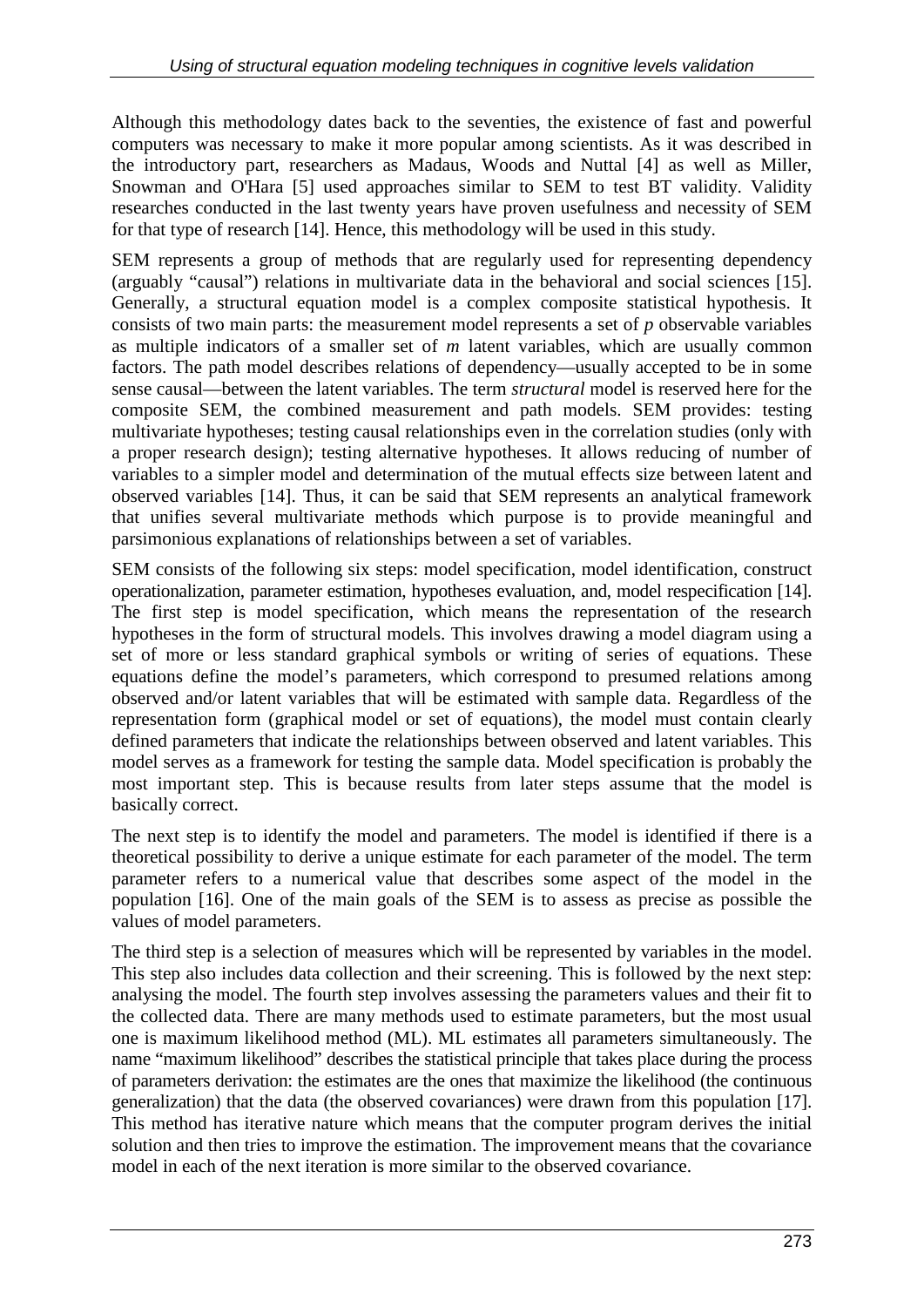Although this methodology dates back to the seventies, the existence of fast and powerful computers was necessary to make it more popular among scientists. As it was described in the introductory part, researchers as Madaus, Woods and Nuttal [4] as well as Miller, Snowman and O'Hara [5] used approaches similar to SEM to test BT validity. Validity researches conducted in the last twenty years have proven usefulness and necessity of SEM for that type of research [14]. Hence, this methodology will be used in this study.

SEM represents a group of methods that are regularly used for representing dependency (arguably "causal") relations in multivariate data in the behavioral and social sciences [15]. Generally, a structural equation model is a complex composite statistical hypothesis. It consists of two main parts: the measurement model represents a set of $p$ observable variables as multiple indicators of a smaller set of $m$ latent variables, which are usually common factors. The path model describes relations of dependency—usually accepted to be in some sense causal—between the latent variables. The term *structural* model is reserved here for the composite SEM, the combined measurement and path models. SEM provides: testing multivariate hypotheses; testing causal relationships even in the correlation studies (only with a proper research design); testing alternative hypotheses. It allows reducing of number of variables to a simpler model and determination of the mutual effects size between latent and observed variables [14]. Thus, it can be said that SEM represents an analytical framework that unifies several multivariate methods which purpose is to provide meaningful and parsimonious explanations of relationships between a set of variables.

SEM consists of the following six steps: model specification, model identification, construct operationalization, parameter estimation, hypotheses evaluation, and, model respecification [14]. The first step is model specification, which means the representation of the research hypotheses in the form of structural models. This involves drawing a model diagram using a set of more or less standard graphical symbols or writing of series of equations. These equations define the model's parameters, which correspond to presumed relations among observed and/or latent variables that will be estimated with sample data. Regardless of the representation form (graphical model or set of equations), the model must contain clearly defined parameters that indicate the relationships between observed and latent variables. This model serves as a framework for testing the sample data. Model specification is probably the most important step. This is because results from later steps assume that the model is basically correct.

The next step is to identify the model and parameters. The model is identified if there is a theoretical possibility to derive a unique estimate for each parameter of the model. The term parameter refers to a numerical value that describes some aspect of the model in the population [16]. One of the main goals of the SEM is to assess as precise as possible the values of model parameters.

The third step is a selection of measures which will be represented by variables in the model. This step also includes data collection and their screening. This is followed by the next step: analysing the model. The fourth step involves assessing the parameters values and their fit to the collected data. There are many methods used to estimate parameters, but the most usual one is maximum likelihood method (ML). ML estimates all parameters simultaneously. The name "maximum likelihood" describes the statistical principle that takes place during the process of parameters derivation: the estimates are the ones that maximize the likelihood (the continuous generalization) that the data (the observed covariances) were drawn from this population [17]. This method has iterative nature which means that the computer program derives the initial solution and then tries to improve the estimation. The improvement means that the covariance model in each of the next iteration is more similar to the observed covariance.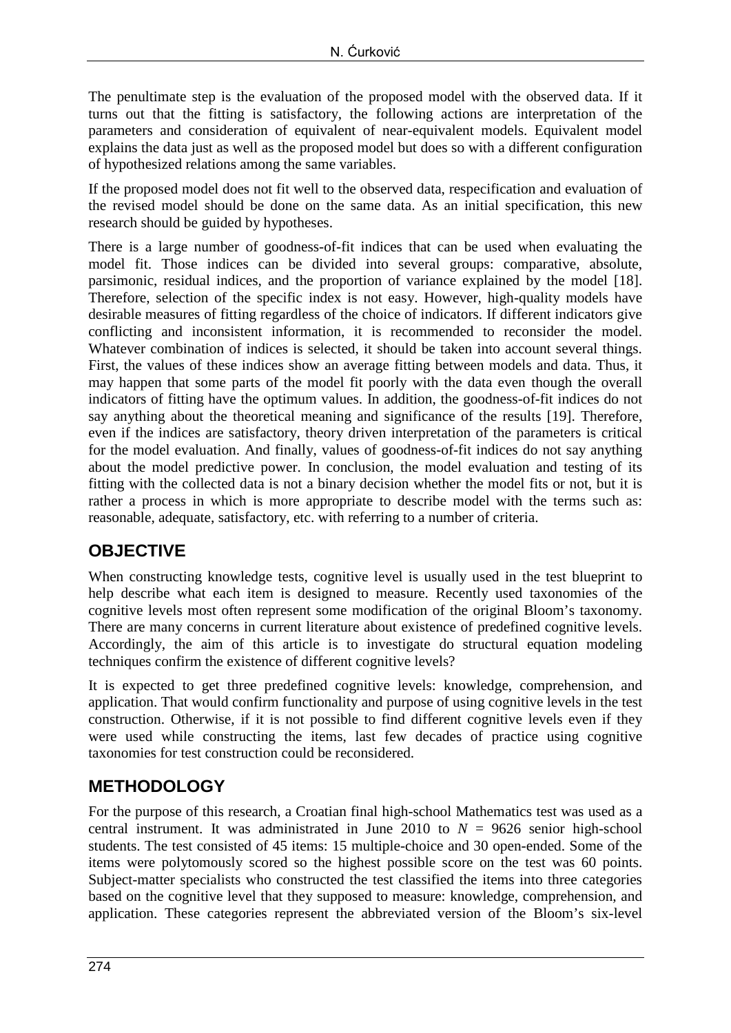The penultimate step is the evaluation of the proposed model with the observed data. If it turns out that the fitting is satisfactory, the following actions are interpretation of the parameters and consideration of equivalent of near-equivalent models. Equivalent model explains the data just as well as the proposed model but does so with a different configuration of hypothesized relations among the same variables.

If the proposed model does not fit well to the observed data, respecification and evaluation of the revised model should be done on the same data. As an initial specification, this new research should be guided by hypotheses.

There is a large number of goodness-of-fit indices that can be used when evaluating the model fit. Those indices can be divided into several groups: comparative, absolute, parsimonic, residual indices, and the proportion of variance explained by the model [18]. Therefore, selection of the specific index is not easy. However, high-quality models have desirable measures of fitting regardless of the choice of indicators. If different indicators give conflicting and inconsistent information, it is recommended to reconsider the model. Whatever combination of indices is selected, it should be taken into account several things. First, the values of these indices show an average fitting between models and data. Thus, it may happen that some parts of the model fit poorly with the data even though the overall indicators of fitting have the optimum values. In addition, the goodness-of-fit indices do not say anything about the theoretical meaning and significance of the results [19]. Therefore, even if the indices are satisfactory, theory driven interpretation of the parameters is critical for the model evaluation. And finally, values of goodness-of-fit indices do not say anything about the model predictive power. In conclusion, the model evaluation and testing of its fitting with the collected data is not a binary decision whether the model fits or not, but it is rather a process in which is more appropriate to describe model with the terms such as: reasonable, adequate, satisfactory, etc. with referring to a number of criteria.

## OBJECTIVE

When constructing knowledge tests, cognitive level is usually used in the test blueprint to help describe what each item is designed to measure. Recently used taxonomies of the cognitive levels most often represent some modification of the original Bloom's taxonomy. There are many concerns in current literature about existence of predefined cognitive levels. Accordingly, the aim of this article is to investigate do structural equation modeling techniques confirm the existence of different cognitive levels?

It is expected to get three predefined cognitive levels: knowledge, comprehension, and application. That would confirm functionality and purpose of using cognitive levels in the test construction. Otherwise, if it is not possible to find different cognitive levels even if they were used while constructing the items, last few decades of practice using cognitive taxonomies for test construction could be reconsidered.

## METHODOLOGY

For the purpose of this research, a Croatian final high-school Mathematics test was used as a central instrument. It was administrated in June 2010 to $N$ = 9626 senior high-school students. The test consisted of 45 items: 15 multiple-choice and 30 open-ended. Some of the items were polytomously scored so the highest possible score on the test was 60 points. Subject-matter specialists who constructed the test classified the items into three categories based on the cognitive level that they supposed to measure: knowledge, comprehension, and application. These categories represent the abbreviated version of the Bloom's six-level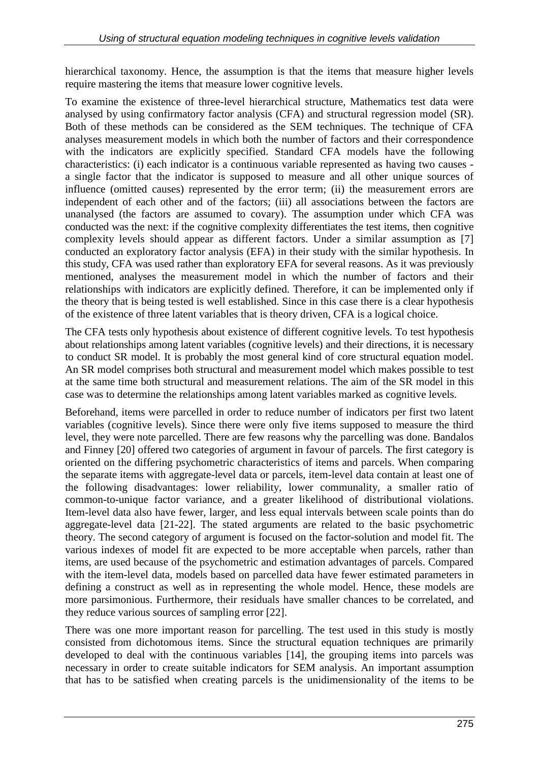hierarchical taxonomy. Hence, the assumption is that the items that measure higher levels require mastering the items that measure lower cognitive levels.

To examine the existence of three-level hierarchical structure, Mathematics test data were analysed by using confirmatory factor analysis (CFA) and structural regression model (SR). Both of these methods can be considered as the SEM techniques. The technique of CFA analyses measurement models in which both the number of factors and their correspondence with the indicators are explicitly specified. Standard CFA models have the following characteristics: (i) each indicator is a continuous variable represented as having two causes - a single factor that the indicator is supposed to measure and all other unique sources of influence (omitted causes) represented by the error term; (ii) the measurement errors are independent of each other and of the factors; (iii) all associations between the factors are unanalysed (the factors are assumed to covary). The assumption under which CFA was conducted was the next: if the cognitive complexity differentiates the test items, then cognitive complexity levels should appear as different factors. Under a similar assumption as [7] conducted an exploratory factor analysis (EFA) in their study with the similar hypothesis. In this study, CFA was used rather than exploratory EFA for several reasons. As it was previously mentioned, analyses the measurement model in which the number of factors and their relationships with indicators are explicitly defined. Therefore, it can be implemented only if the theory that is being tested is well established. Since in this case there is a clear hypothesis of the existence of three latent variables that is theory driven, CFA is a logical choice.

The CFA tests only hypothesis about existence of different cognitive levels. To test hypothesis about relationships among latent variables (cognitive levels) and their directions, it is necessary to conduct SR model. It is probably the most general kind of core structural equation model. An SR model comprises both structural and measurement model which makes possible to test at the same time both structural and measurement relations. The aim of the SR model in this case was to determine the relationships among latent variables marked as cognitive levels.

Beforehand, items were parcelled in order to reduce number of indicators per first two latent variables (cognitive levels). Since there were only five items supposed to measure the third level, they were note parcelled. There are few reasons why the parcelling was done. Bandalos and Finney [20] offered two categories of argument in favour of parcels. The first category is oriented on the differing psychometric characteristics of items and parcels. When comparing the separate items with aggregate-level data or parcels, item-level data contain at least one of the following disadvantages: lower reliability, lower communality, a smaller ratio of common-to-unique factor variance, and a greater likelihood of distributional violations. Item-level data also have fewer, larger, and less equal intervals between scale points than do aggregate-level data [21-22]. The stated arguments are related to the basic psychometric theory. The second category of argument is focused on the factor-solution and model fit. The various indexes of model fit are expected to be more acceptable when parcels, rather than items, are used because of the psychometric and estimation advantages of parcels. Compared with the item-level data, models based on parcelled data have fewer estimated parameters in defining a construct as well as in representing the whole model. Hence, these models are more parsimonious. Furthermore, their residuals have smaller chances to be correlated, and they reduce various sources of sampling error [22].

There was one more important reason for parcelling. The test used in this study is mostly consisted from dichotomous items. Since the structural equation techniques are primarily developed to deal with the continuous variables [14], the grouping items into parcels was necessary in order to create suitable indicators for SEM analysis. An important assumption that has to be satisfied when creating parcels is the unidimensionality of the items to be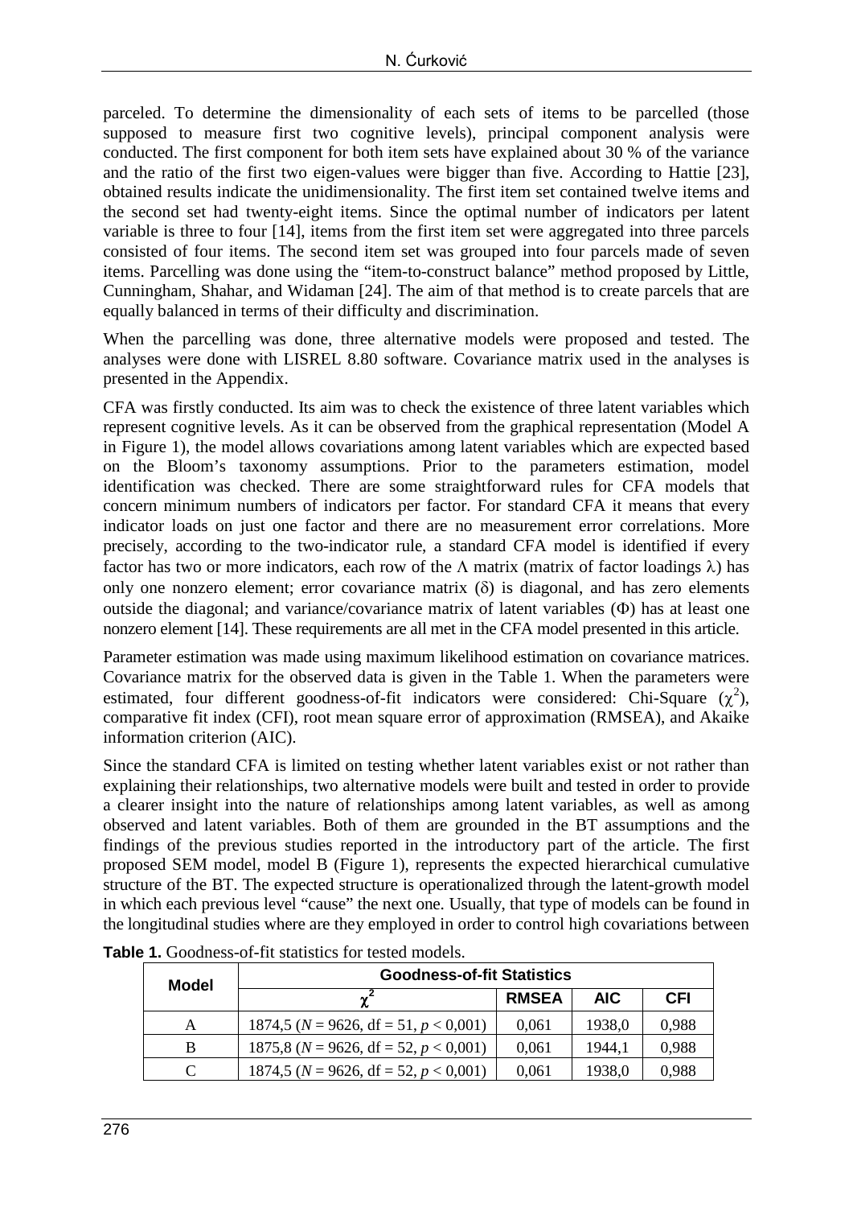parceled. To determine the dimensionality of each sets of items to be parcelled (those supposed to measure first two cognitive levels), principal component analysis were conducted. The first component for both item sets have explained about 30 % of the variance and the ratio of the first two eigen-values were bigger than five. According to Hattie [23], obtained results indicate the unidimensionality. The first item set contained twelve items and the second set had twenty-eight items. Since the optimal number of indicators per latent variable is three to four [14], items from the first item set were aggregated into three parcels consisted of four items. The second item set was grouped into four parcels made of seven items. Parcelling was done using the "item-to-construct balance" method proposed by Little, Cunningham, Shahar, and Widaman [24]. The aim of that method is to create parcels that are equally balanced in terms of their difficulty and discrimination.

When the parcelling was done, three alternative models were proposed and tested. The analyses were done with LISREL 8.80 software. Covariance matrix used in the analyses is presented in the Appendix.

CFA was firstly conducted. Its aim was to check the existence of three latent variables which represent cognitive levels. As it can be observed from the graphical representation (Model A in Figure 1), the model allows covariations among latent variables which are expected based on the Bloom's taxonomy assumptions. Prior to the parameters estimation, model identification was checked. There are some straightforward rules for CFA models that concern minimum numbers of indicators per factor. For standard CFA it means that every indicator loads on just one factor and there are no measurement error correlations. More precisely, according to the two-indicator rule, a standard CFA model is identified if every factor has two or more indicators, each row of the $\Lambda$ matrix (matrix of factor loadings $\lambda$) has only one nonzero element; error covariance matrix ($\delta$) is diagonal, and has zero elements outside the diagonal; and variance/covariance matrix of latent variables ($\Phi$) has at least one nonzero element [14]. These requirements are all met in the CFA model presented in this article.

Parameter estimation was made using maximum likelihood estimation on covariance matrices. Covariance matrix for the observed data is given in the Table 1. When the parameters were estimated, four different goodness-of-fit indicators were considered: Chi-Square ($\chi^2$), comparative fit index (CFI), root mean square error of approximation (RMSEA), and Akaike information criterion (AIC).

Since the standard CFA is limited on testing whether latent variables exist or not rather than explaining their relationships, two alternative models were built and tested in order to provide a clearer insight into the nature of relationships among latent variables, as well as among observed and latent variables. Both of them are grounded in the BT assumptions and the findings of the previous studies reported in the introductory part of the article. The first proposed SEM model, model B (Figure 1), represents the expected hierarchical cumulative structure of the BT. The expected structure is operationalized through the latent-growth model in which each previous level "cause" the next one. Usually, that type of models can be found in the longitudinal studies where are they employed in order to control high covariations between

**Table 1.** Goodness-of-fit statistics for tested models.

| Model | Goodness-of-fit Statistics | | | |
|---|---|---|---|---|
| | $\chi^2$ | RMSEA | AIC | CFI |
| A | 1874,5 ($N$ = 9626, df = 51, $p$ < 0,001) | 0,061 | 1938,0 | 0,988 |
| B | 1875,8 ($N$ = 9626, df = 52, $p$ < 0,001) | 0,061 | 1944,1 | 0,988 |
| C | 1874,5 ($N$ = 9626, df = 52, $p$ < 0,001) | 0,061 | 1938,0 | 0,988 |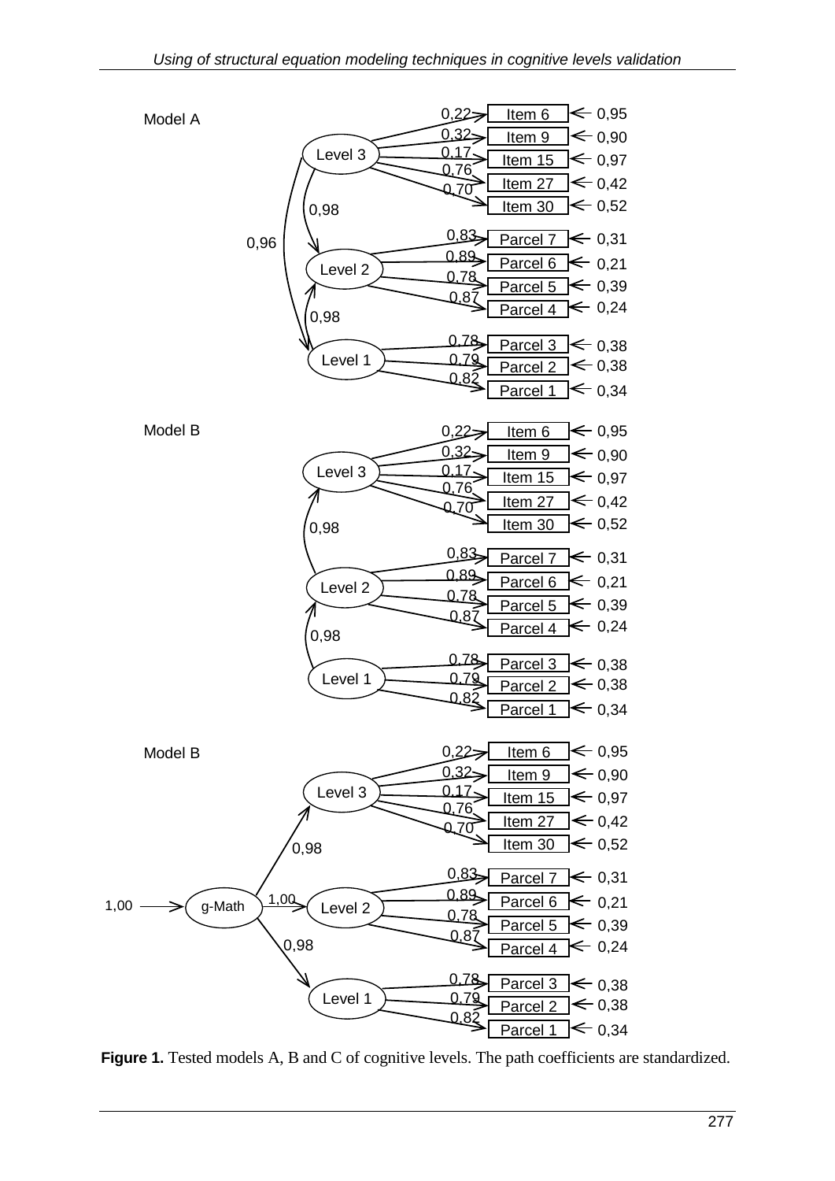**Figure 1.** Tested models A, B and C of cognitive levels. The path coefficients are standardized.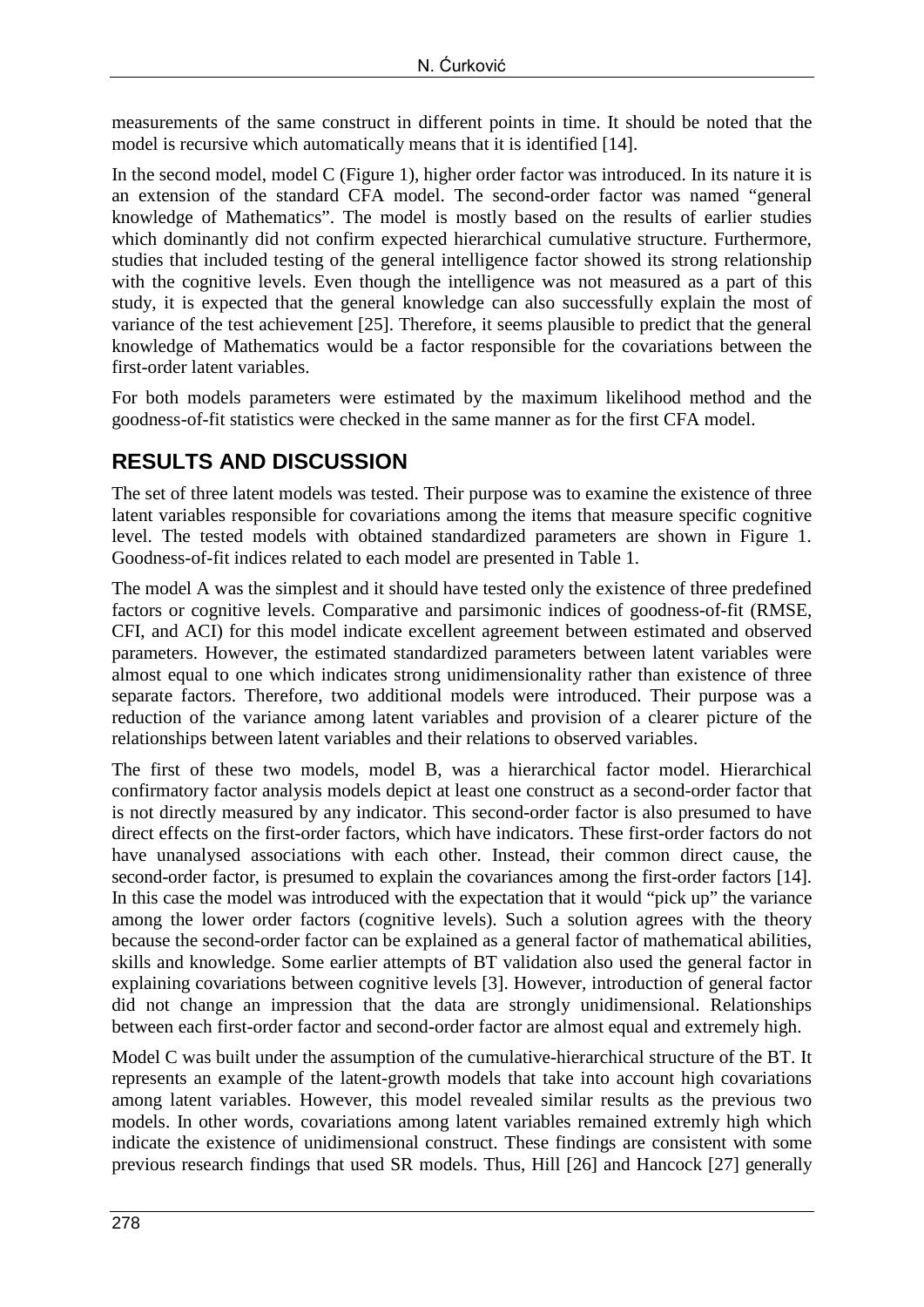measurements of the same construct in different points in time. It should be noted that the model is recursive which automatically means that it is identified [14].

In the second model, model C (Figure 1), higher order factor was introduced. In its nature it is an extension of the standard CFA model. The second-order factor was named "general knowledge of Mathematics". The model is mostly based on the results of earlier studies which dominantly did not confirm expected hierarchical cumulative structure. Furthermore, studies that included testing of the general intelligence factor showed its strong relationship with the cognitive levels. Even though the intelligence was not measured as a part of this study, it is expected that the general knowledge can also successfully explain the most of variance of the test achievement [25]. Therefore, it seems plausible to predict that the general knowledge of Mathematics would be a factor responsible for the covariations between the first-order latent variables.

For both models parameters were estimated by the maximum likelihood method and the goodness-of-fit statistics were checked in the same manner as for the first CFA model.

## RESULTS AND DISCUSSION

The set of three latent models was tested. Their purpose was to examine the existence of three latent variables responsible for covariations among the items that measure specific cognitive level. The tested models with obtained standardized parameters are shown in Figure 1. Goodness-of-fit indices related to each model are presented in Table 1.

The model A was the simplest and it should have tested only the existence of three predefined factors or cognitive levels. Comparative and parsimonic indices of goodness-of-fit (RMSE, CFI, and ACI) for this model indicate excellent agreement between estimated and observed parameters. However, the estimated standardized parameters between latent variables were almost equal to one which indicates strong unidimensionality rather than existence of three separate factors. Therefore, two additional models were introduced. Their purpose was a reduction of the variance among latent variables and provision of a clearer picture of the relationships between latent variables and their relations to observed variables.

The first of these two models, model B, was a hierarchical factor model. Hierarchical confirmatory factor analysis models depict at least one construct as a second-order factor that is not directly measured by any indicator. This second-order factor is also presumed to have direct effects on the first-order factors, which have indicators. These first-order factors do not have unanalysed associations with each other. Instead, their common direct cause, the second-order factor, is presumed to explain the covariances among the first-order factors [14]. In this case the model was introduced with the expectation that it would "pick up" the variance among the lower order factors (cognitive levels). Such a solution agrees with the theory because the second-order factor can be explained as a general factor of mathematical abilities, skills and knowledge. Some earlier attempts of BT validation also used the general factor in explaining covariations between cognitive levels [3]. However, introduction of general factor did not change an impression that the data are strongly unidimensional. Relationships between each first-order factor and second-order factor are almost equal and extremely high.

Model C was built under the assumption of the cumulative-hierarchical structure of the BT. It represents an example of the latent-growth models that take into account high covariations among latent variables. However, this model revealed similar results as the previous two models. In other words, covariations among latent variables remained extremly high which indicate the existence of unidimensional construct. These findings are consistent with some previous research findings that used SR models. Thus, Hill [26] and Hancock [27] generally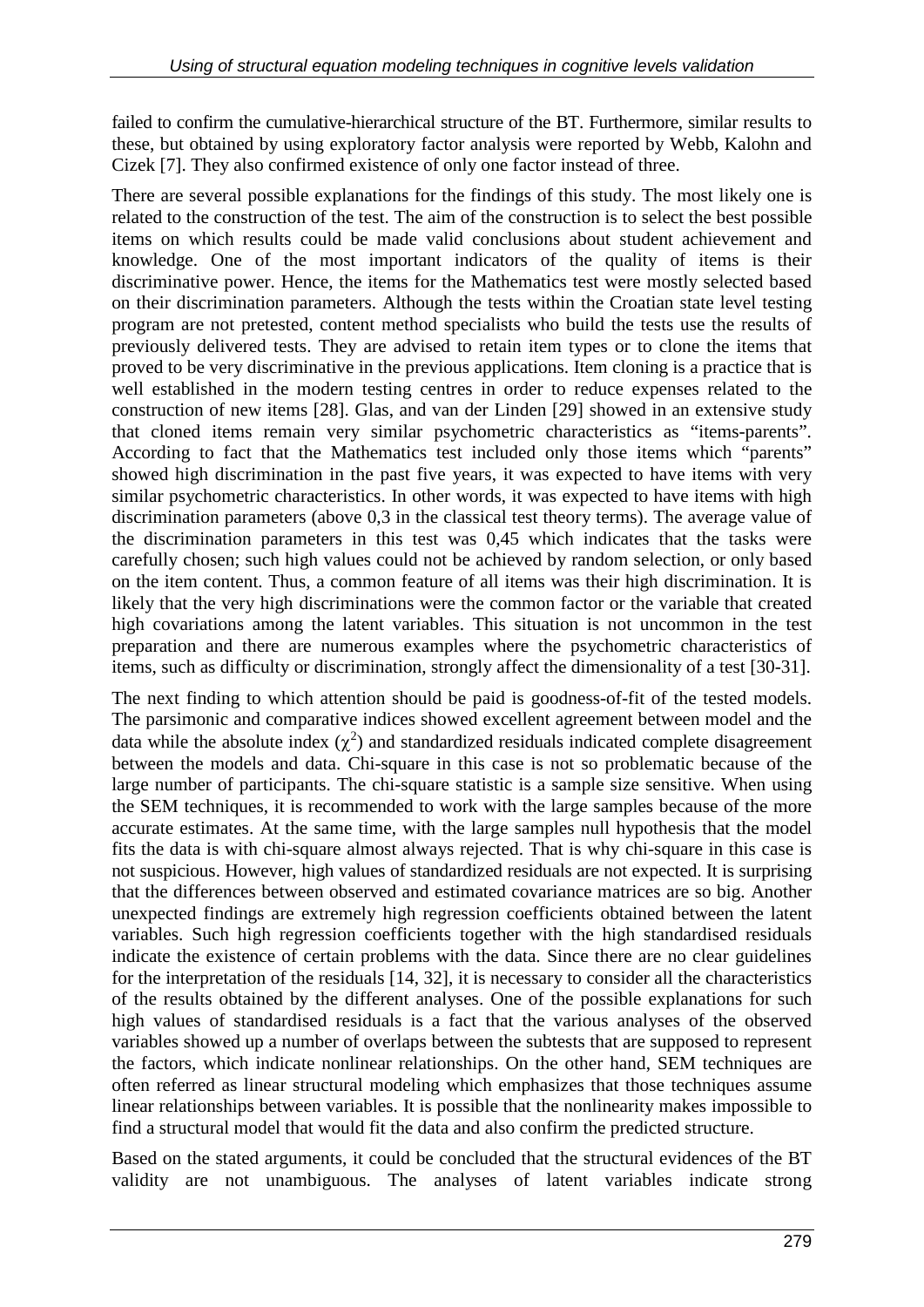failed to confirm the cumulative-hierarchical structure of the BT. Furthermore, similar results to these, but obtained by using exploratory factor analysis were reported by Webb, Kalohn and Cizek [7]. They also confirmed existence of only one factor instead of three.

There are several possible explanations for the findings of this study. The most likely one is related to the construction of the test. The aim of the construction is to select the best possible items on which results could be made valid conclusions about student achievement and knowledge. One of the most important indicators of the quality of items is their discriminative power. Hence, the items for the Mathematics test were mostly selected based on their discrimination parameters. Although the tests within the Croatian state level testing program are not pretested, content method specialists who build the tests use the results of previously delivered tests. They are advised to retain item types or to clone the items that proved to be very discriminative in the previous applications. Item cloning is a practice that is well established in the modern testing centres in order to reduce expenses related to the construction of new items [28]. Glas, and van der Linden [29] showed in an extensive study that cloned items remain very similar psychometric characteristics as "items-parents". According to fact that the Mathematics test included only those items which "parents" showed high discrimination in the past five years, it was expected to have items with very similar psychometric characteristics. In other words, it was expected to have items with high discrimination parameters (above 0,3 in the classical test theory terms). The average value of the discrimination parameters in this test was 0,45 which indicates that the tasks were carefully chosen; such high values could not be achieved by random selection, or only based on the item content. Thus, a common feature of all items was their high discrimination. It is likely that the very high discriminations were the common factor or the variable that created high covariations among the latent variables. This situation is not uncommon in the test preparation and there are numerous examples where the psychometric characteristics of items, such as difficulty or discrimination, strongly affect the dimensionality of a test [30-31].

The next finding to which attention should be paid is goodness-of-fit of the tested models. The parsimonic and comparative indices showed excellent agreement between model and the data while the absolute index ($\chi^2$) and standardized residuals indicated complete disagreement between the models and data. Chi-square in this case is not so problematic because of the large number of participants. The chi-square statistic is a sample size sensitive. When using the SEM techniques, it is recommended to work with the large samples because of the more accurate estimates. At the same time, with the large samples null hypothesis that the model fits the data is with chi-square almost always rejected. That is why chi-square in this case is not suspicious. However, high values of standardized residuals are not expected. It is surprising that the differences between observed and estimated covariance matrices are so big. Another unexpected findings are extremely high regression coefficients obtained between the latent variables. Such high regression coefficients together with the high standardised residuals indicate the existence of certain problems with the data. Since there are no clear guidelines for the interpretation of the residuals [14, 32], it is necessary to consider all the characteristics of the results obtained by the different analyses. One of the possible explanations for such high values of standardised residuals is a fact that the various analyses of the observed variables showed up a number of overlaps between the subtests that are supposed to represent the factors, which indicate nonlinear relationships. On the other hand, SEM techniques are often referred as linear structural modeling which emphasizes that those techniques assume linear relationships between variables. It is possible that the nonlinearity makes impossible to find a structural model that would fit the data and also confirm the predicted structure.

Based on the stated arguments, it could be concluded that the structural evidences of the BT validity are not unambiguous. The analyses of latent variables indicate strong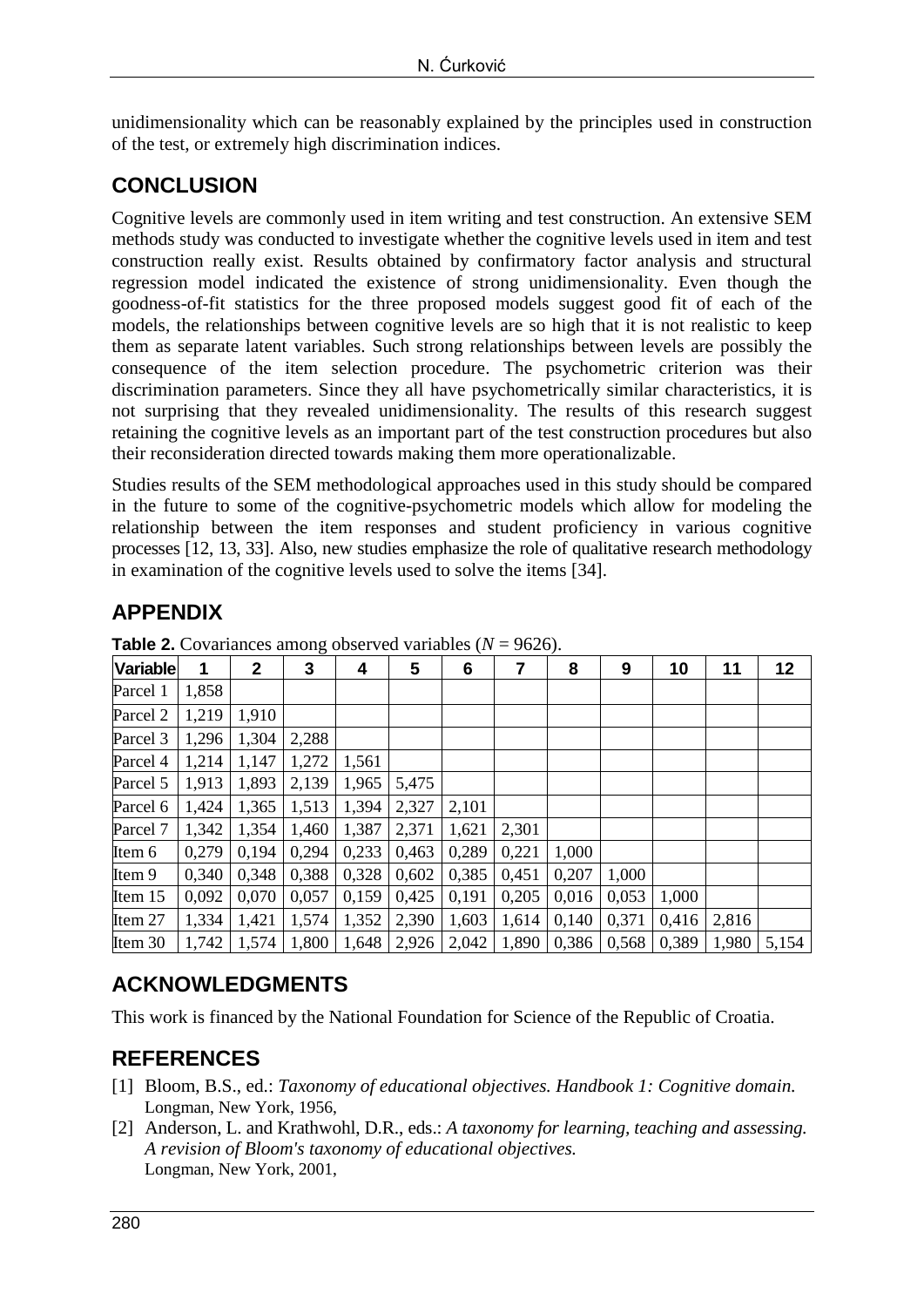unidimensionality which can be reasonably explained by the principles used in construction of the test, or extremely high discrimination indices.

## CONCLUSION

Cognitive levels are commonly used in item writing and test construction. An extensive SEM methods study was conducted to investigate whether the cognitive levels used in item and test construction really exist. Results obtained by confirmatory factor analysis and structural regression model indicated the existence of strong unidimensionality. Even though the goodness-of-fit statistics for the three proposed models suggest good fit of each of the models, the relationships between cognitive levels are so high that it is not realistic to keep them as separate latent variables. Such strong relationships between levels are possibly the consequence of the item selection procedure. The psychometric criterion was their discrimination parameters. Since they all have psychometrically similar characteristics, it is not surprising that they revealed unidimensionality. The results of this research suggest retaining the cognitive levels as an important part of the test construction procedures but also their reconsideration directed towards making them more operationalizable.

Studies results of the SEM methodological approaches used in this study should be compared in the future to some of the cognitive-psychometric models which allow for modeling the relationship between the item responses and student proficiency in various cognitive processes [12, 13, 33]. Also, new studies emphasize the role of qualitative research methodology in examination of the cognitive levels used to solve the items [34].

## APPENDIX

**Table 2.** Covariances among observed variables ($N$ = 9626).

| Variable | 1 | 2 | 3 | 4 | 5 | 6 | 7 | 8 | 9 | 10 | 11 | 12 |
|---|---|---|---|---|---|---|---|---|---|---|---|---|
| Parcel 1 | 1,858 | | | | | | | | | | | |
| Parcel 2 | 1,219 | 1,910 | | | | | | | | | | |
| Parcel 3 | 1,296 | 1,304 | 2,288 | | | | | | | | | |
| Parcel 4 | 1,214 | 1,147 | 1,272 | 1,561 | | | | | | | | |
| Parcel 5 | 1,913 | 1,893 | 2,139 | 1,965 | 5,475 | | | | | | | |
| Parcel 6 | 1,424 | 1,365 | 1,513 | 1,394 | 2,327 | 2,101 | | | | | | |
| Parcel 7 | 1,342 | 1,354 | 1,460 | 1,387 | 2,371 | 1,621 | 2,301 | | | | | |
| Item 6 | 0,279 | 0,194 | 0,294 | 0,233 | 0,463 | 0,289 | 0,221 | 1,000 | | | | |
| Item 9 | 0,340 | 0,348 | 0,388 | 0,328 | 0,602 | 0,385 | 0,451 | 0,207 | 1,000 | | | |
| Item 15 | 0,092 | 0,070 | 0,057 | 0,159 | 0,425 | 0,191 | 0,205 | 0,016 | 0,053 | 1,000 | | |
| Item 27 | 1,334 | 1,421 | 1,574 | 1,352 | 2,390 | 1,603 | 1,614 | 0,140 | 0,371 | 0,416 | 2,816 | |
| Item 30 | 1,742 | 1,574 | 1,800 | 1,648 | 2,926 | 2,042 | 1,890 | 0,386 | 0,568 | 0,389 | 1,980 | 5,154 |

## ACKNOWLEDGMENTS

This work is financed by the National Foundation for Science of the Republic of Croatia.

## REFERENCES

[1] Bloom, B.S., ed.: *Taxonomy of educational objectives. Handbook 1: Cognitive domain.* Longman, New York, 1956,

[2] Anderson, L. and Krathwohl, D.R., eds.: *A taxonomy for learning, teaching and assessing. A revision of Bloom's taxonomy of educational objectives.* Longman, New York, 2001,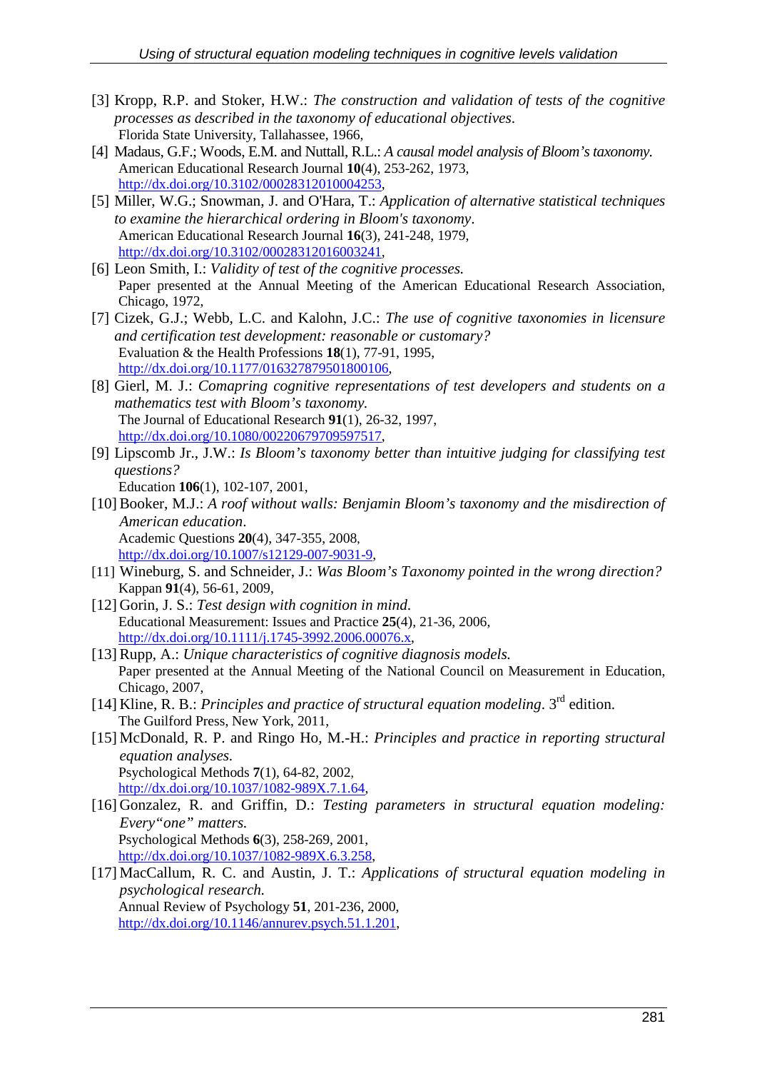[3] Kropp, R.P. and Stoker, H.W.: *The construction and validation of tests of the cognitive processes as described in the taxonomy of educational objectives*.
Florida State University, Tallahassee, 1966,

[4] Madaus, G.F.; Woods, E.M. and Nuttall, R.L.: *A causal model analysis of Bloom's taxonomy.*
American Educational Research Journal **10**(4), 253-262, 1973,
http://dx.doi.org/10.3102/00028312010004253,

[5] Miller, W.G.; Snowman, J. and O'Hara, T.: *Application of alternative statistical techniques to examine the hierarchical ordering in Bloom's taxonomy*.
American Educational Research Journal **16**(3), 241-248, 1979,
http://dx.doi.org/10.3102/00028312016003241,

[6] Leon Smith, I.: *Validity of test of the cognitive processes.*
Paper presented at the Annual Meeting of the American Educational Research Association, Chicago, 1972,

[7] Cizek, G.J.; Webb, L.C. and Kalohn, J.C.: *The use of cognitive taxonomies in licensure and certification test development: reasonable or customary?*
Evaluation & the Health Professions **18**(1), 77-91, 1995,
http://dx.doi.org/10.1177/016327879501800106,

[8] Gierl, M. J.: *Comapring cognitive representations of test developers and students on a mathematics test with Bloom's taxonomy.*
The Journal of Educational Research **91**(1), 26-32, 1997,
http://dx.doi.org/10.1080/00220679709597517,

[9] Lipscomb Jr., J.W.: *Is Bloom's taxonomy better than intuitive judging for classifying test questions?*
Education **106**(1), 102-107, 2001,

[10] Booker, M.J.: *A roof without walls: Benjamin Bloom's taxonomy and the misdirection of American education*.
Academic Questions **20**(4), 347-355, 2008,
http://dx.doi.org/10.1007/s12129-007-9031-9,

[11] Wineburg, S. and Schneider, J.: *Was Bloom's Taxonomy pointed in the wrong direction?*
Kappan **91**(4), 56-61, 2009,

[12] Gorin, J. S.: *Test design with cognition in mind.*
Educational Measurement: Issues and Practice **25**(4), 21-36, 2006,
http://dx.doi.org/10.1111/j.1745-3992.2006.00076.x,

[13] Rupp, A.: *Unique characteristics of cognitive diagnosis models.*
Paper presented at the Annual Meeting of the National Council on Measurement in Education, Chicago, 2007,

[14] Kline, R. B.: *Principles and practice of structural equation modeling*. 3rd edition.
The Guilford Press, New York, 2011,

[15] McDonald, R. P. and Ringo Ho, M.-H.: *Principles and practice in reporting structural equation analyses.*
Psychological Methods **7**(1), 64-82, 2002,
http://dx.doi.org/10.1037/1082-989X.7.1.64,

[16] Gonzalez, R. and Griffin, D.: *Testing parameters in structural equation modeling: Every"one" matters.*
Psychological Methods **6**(3), 258-269, 2001,
http://dx.doi.org/10.1037/1082-989X.6.3.258,

[17] MacCallum, R. C. and Austin, J. T.: *Applications of structural equation modeling in psychological research.*
Annual Review of Psychology **51**, 201-236, 2000,
http://dx.doi.org/10.1146/annurev.psych.51.1.201,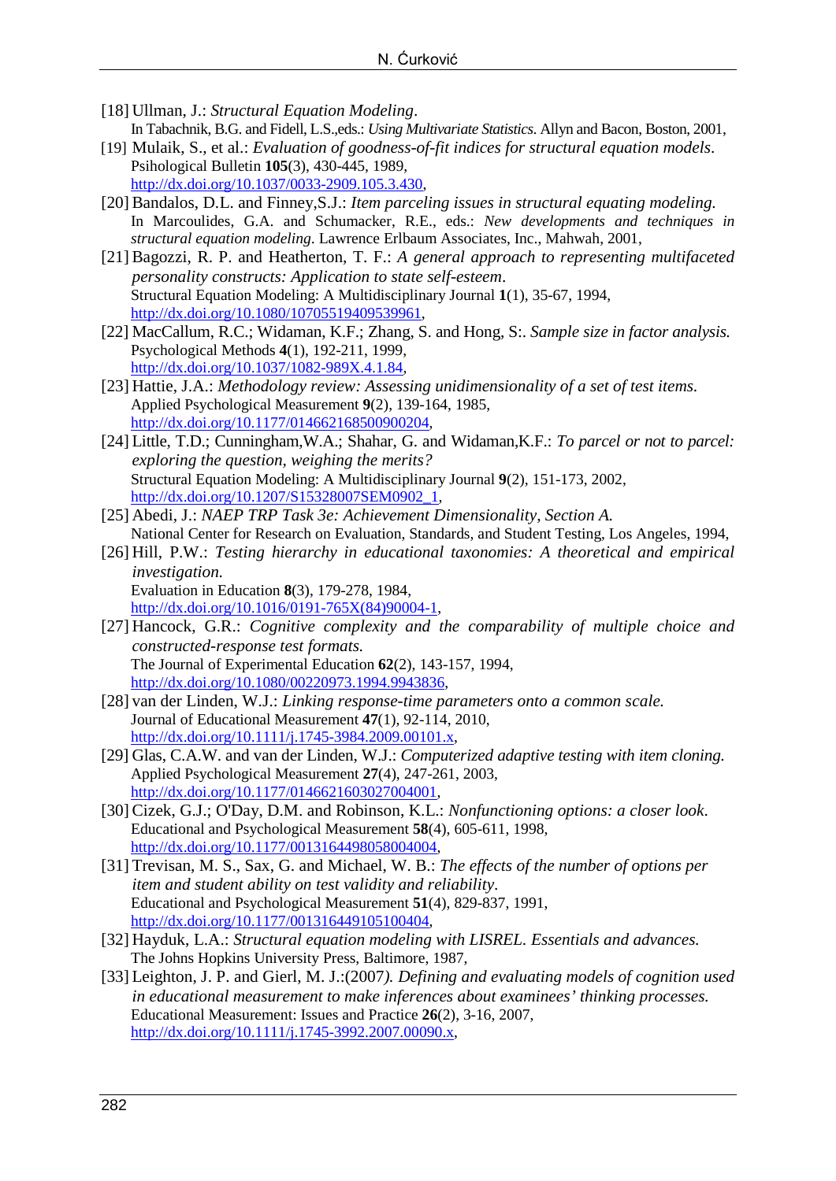[18] Ullman, J.: *Structural Equation Modeling*.
In Tabachnik, B.G. and Fidell, L.S.,eds.: *Using Multivariate Statistics*. Allyn and Bacon, Boston, 2001,

[19] Mulaik, S., et al.: *Evaluation of goodness-of-fit indices for structural equation models*.
Psihological Bulletin **105**(3), 430-445, 1989,
http://dx.doi.org/10.1037/0033-2909.105.3.430,

[20] Bandalos, D.L. and Finney,S.J.: *Item parceling issues in structural equating modeling*.
In Marcoulides, G.A. and Schumacker, R.E., eds.: *New developments and techniques in structural equation modeling*. Lawrence Erlbaum Associates, Inc., Mahwah, 2001,

[21] Bagozzi, R. P. and Heatherton, T. F.: *A general approach to representing multifaceted personality constructs: Application to state self-esteem*.
Structural Equation Modeling: A Multidisciplinary Journal **1**(1), 35-67, 1994,
http://dx.doi.org/10.1080/10705519409539961,

[22] MacCallum, R.C.; Widaman, K.F.; Zhang, S. and Hong, S:. *Sample size in factor analysis.*
Psychological Methods **4**(1), 192-211, 1999,
http://dx.doi.org/10.1037/1082-989X.4.1.84,

[23] Hattie, J.A.: *Methodology review: Assessing unidimensionality of a set of test items.*
Applied Psychological Measurement **9**(2), 139-164, 1985,
http://dx.doi.org/10.1177/014662168500900204,

[24] Little, T.D.; Cunningham,W.A.; Shahar, G. and Widaman,K.F.: *To parcel or not to parcel: exploring the question, weighing the merits?*
Structural Equation Modeling: A Multidisciplinary Journal **9**(2), 151-173, 2002,
http://dx.doi.org/10.1207/S15328007SEM0902_1,

[25] Abedi, J.: *NAEP TRP Task 3e: Achievement Dimensionality, Section A.*
National Center for Research on Evaluation, Standards, and Student Testing, Los Angeles, 1994,

[26] Hill, P.W.: *Testing hierarchy in educational taxonomies: A theoretical and empirical investigation.*
Evaluation in Education **8**(3), 179-278, 1984,
http://dx.doi.org/10.1016/0191-765X(84)90004-1,

[27] Hancock, G.R.: *Cognitive complexity and the comparability of multiple choice and constructed-response test formats.*
The Journal of Experimental Education **62**(2), 143-157, 1994,
http://dx.doi.org/10.1080/00220973.1994.9943836,

[28] van der Linden, W.J.: *Linking response-time parameters onto a common scale.*
Journal of Educational Measurement **47**(1), 92-114, 2010,
http://dx.doi.org/10.1111/j.1745-3984.2009.00101.x,

[29] Glas, C.A.W. and van der Linden, W.J.: *Computerized adaptive testing with item cloning.*
Applied Psychological Measurement **27**(4), 247-261, 2003,
http://dx.doi.org/10.1177/0146621603027004001,

[30] Cizek, G.J.; O'Day, D.M. and Robinson, K.L.: *Nonfunctioning options: a closer look*.
Educational and Psychological Measurement **58**(4), 605-611, 1998,
http://dx.doi.org/10.1177/0013164498058004004,

[31] Trevisan, M. S., Sax, G. and Michael, W. B.: *The effects of the number of options per item and student ability on test validity and reliability*.
Educational and Psychological Measurement **51**(4), 829-837, 1991,
http://dx.doi.org/10.1177/001316449105100404,

[32] Hayduk, L.A.: *Structural equation modeling with LISREL. Essentials and advances.*
The Johns Hopkins University Press, Baltimore, 1987,

[33] Leighton, J. P. and Gierl, M. J.:(2007*). Defining and evaluating models of cognition used in educational measurement to make inferences about examinees' thinking processes.*
Educational Measurement: Issues and Practice **26**(2), 3-16, 2007,
http://dx.doi.org/10.1111/j.1745-3992.2007.00090.x,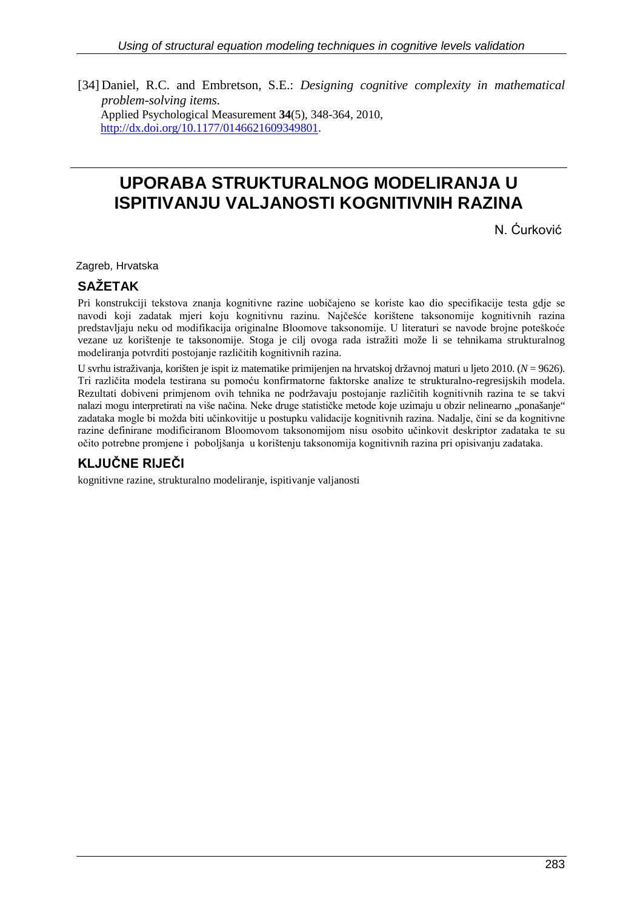[34] Daniel, R.C. and Embretson, S.E.: *Designing cognitive complexity in mathematical problem-solving items.* Applied Psychological Measurement **34**(5), 348-364, 2010, http://dx.doi.org/10.1177/0146621609349801.

# UPORABA STRUKTURALNOG MODELIRANJA U ISPITIVANJU VALJANOSTI KOGNITIVNIH RAZINA

N. Ćurković

Zagreb, Hrvatska

## SAŽETAK

Pri konstrukciji tekstova znanja kognitivne razine uobičajeno se koriste kao dio specifikacije testa gdje se navodi koji zadatak mjeri koju kognitivnu razinu. Najčešće korištene taksonomije kognitivnih razina predstavljaju neku od modifikacija originalne Bloomove taksonomije. U literaturi se navode brojne poteškoće vezane uz korištenje te taksonomije. Stoga je cilj ovoga rada istražiti može li se tehnikama strukturalnog modeliranja potvrditi postojanje različitih kognitivnih razina.

U svrhu istraživanja, korišten je ispit iz matematike primijenjen na hrvatskoj državnoj maturi u ljeto 2010. ($N = 9626$). Tri različita modela testirana su pomoću konfirmatorne faktorske analize te strukturalno-regresijskih modela. Rezultati dobiveni primjenom ovih tehnika ne podržavaju postojanje različitih kognitivnih razina te se takvi nalazi mogu interpretirati na više načina. Neke druge statističke metode koje uzimaju u obzir nelinearno „ponašanje“ zadataka mogle bi možda biti učinkovitije u postupku validacije kognitivnih razina. Nadalje, čini se da kognitivne razine definirane modificiranom Bloomovom taksonomijom nisu osobito učinkovit deskriptor zadataka te su očito potrebne promjene i poboljšanja u korištenju taksonomija kognitivnih razina pri opisivanju zadataka.

## KLJUČNE RIJEČI

kognitivne razine, strukturalno modeliranje, ispitivanje valjanosti